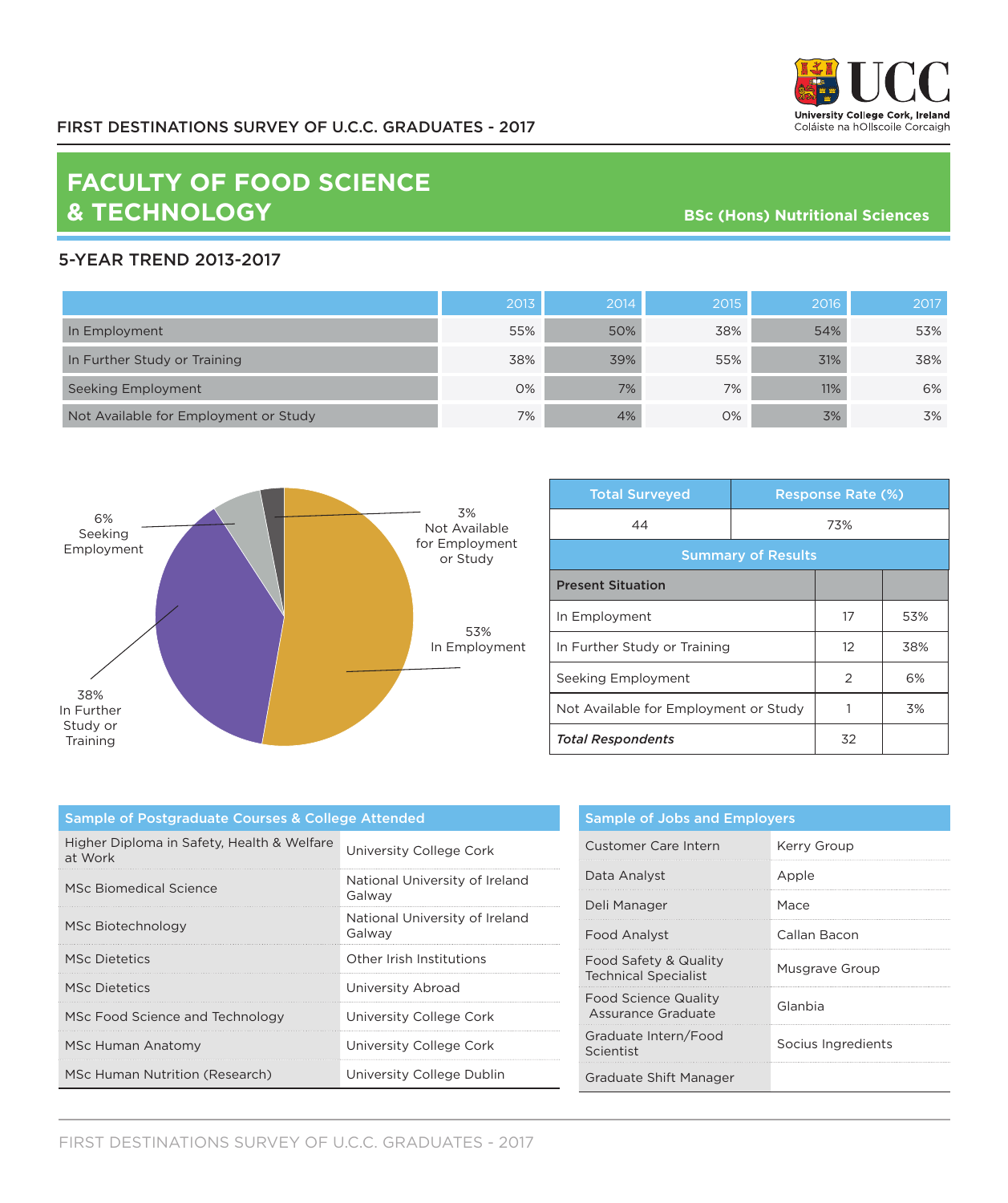FIRST DESTINATIONS SURVEY OF U.C.C. GRADUATES - 2017

University College Cork, Ireland
Coláiste na hOllscoile Corcaigh

# FACULTY OF FOOD SCIENCE & TECHNOLOGY

**BSc (Hons) Nutritional Sciences**

## 5-YEAR TREND 2013-2017

| | 2013 | 2014 | 2015 | 2016 | 2017 |
|---|---|---|---|---|---|
| In Employment | 55% | 50% | 38% | 54% | 53% |
| In Further Study or Training | 38% | 39% | 55% | 31% | 38% |
| Seeking Employment | 0% | 7% | 7% | 11% | 6% |
| Not Available for Employment or Study | 7% | 4% | 0% | 3% | 3% |

- 53% In Employment
- 38% In Further Study or Training
- 6% Seeking Employment
- 3% Not Available for Employment or Study

| Total Surveyed | Response Rate (%) |
|---|---|
| 44 | 73% |

**Summary of Results**

| Present Situation | | |
|---|---|---|
| In Employment | 17 | 53% |
| In Further Study or Training | 12 | 38% |
| Seeking Employment | 2 | 6% |
| Not Available for Employment or Study | 1 | 3% |
| ***Total Respondents*** | 32 | |

**Sample of Postgraduate Courses & College Attended**

| Course | College |
|---|---|
| Higher Diploma in Safety, Health & Welfare at Work | University College Cork |
| MSc Biomedical Science | National University of Ireland Galway |
| MSc Biotechnology | National University of Ireland Galway |
| MSc Dietetics | Other Irish Institutions |
| MSc Dietetics | University Abroad |
| MSc Food Science and Technology | University College Cork |
| MSc Human Anatomy | University College Cork |
| MSc Human Nutrition (Research) | University College Dublin |

**Sample of Jobs and Employers**

| Job | Employer |
|---|---|
| Customer Care Intern | Kerry Group |
| Data Analyst | Apple |
| Deli Manager | Mace |
| Food Analyst | Callan Bacon |
| Food Safety & Quality Technical Specialist | Musgrave Group |
| Food Science Quality Assurance Graduate | Glanbia |
| Graduate Intern/Food Scientist | Socius Ingredients |
| Graduate Shift Manager | |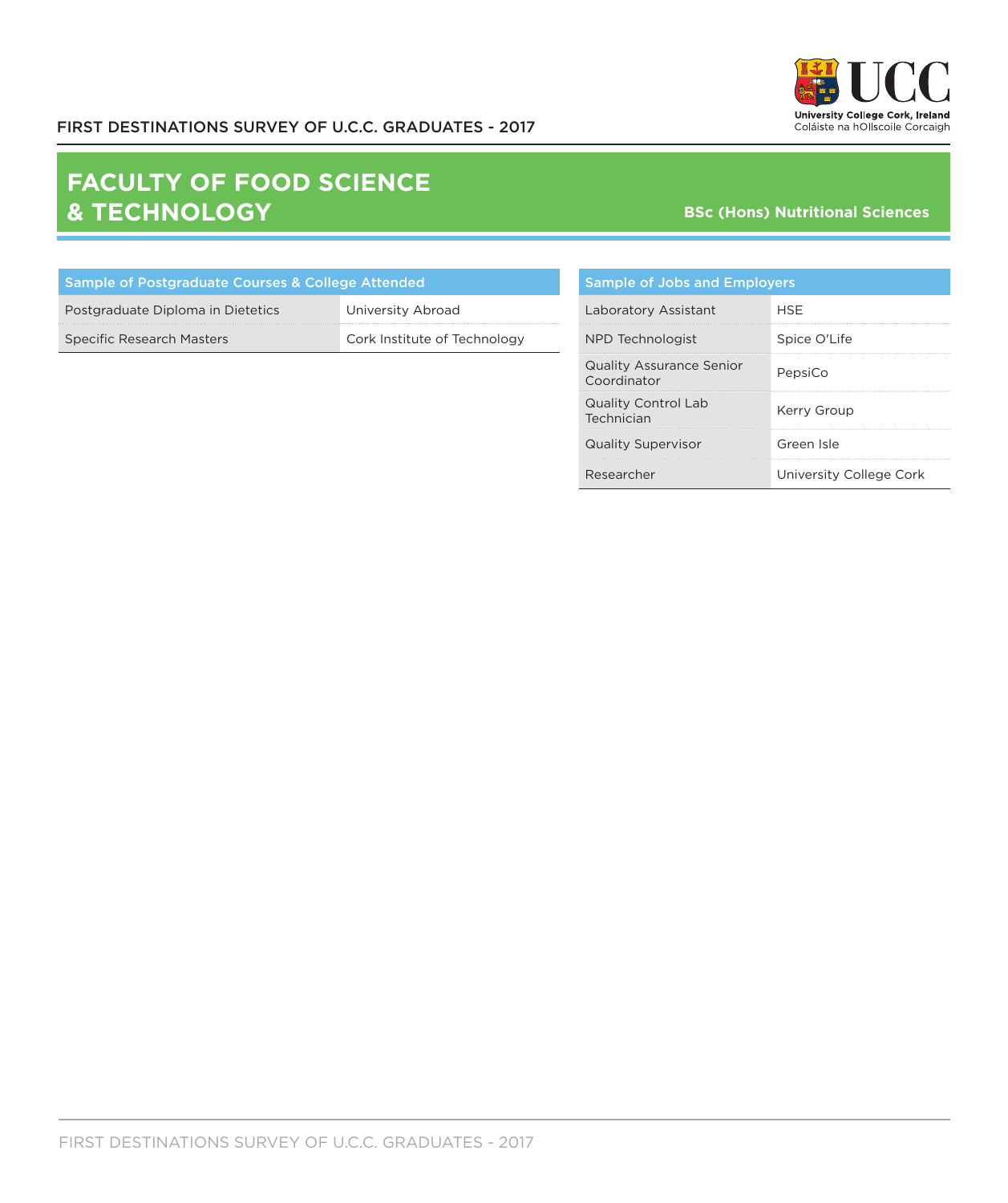# FACULTY OF FOOD SCIENCE & TECHNOLOGY

## BSc (Hons) Nutritional Sciences

| Sample of Postgraduate Courses & College Attended | |
|---|---|
| Postgraduate Diploma in Dietetics | University Abroad |
| Specific Research Masters | Cork Institute of Technology |

| Sample of Jobs and Employers | |
|---|---|
| Laboratory Assistant | HSE |
| NPD Technologist | Spice O'Life |
| Quality Assurance Senior Coordinator | PepsiCo |
| Quality Control Lab Technician | Kerry Group |
| Quality Supervisor | Green Isle |
| Researcher | University College Cork |